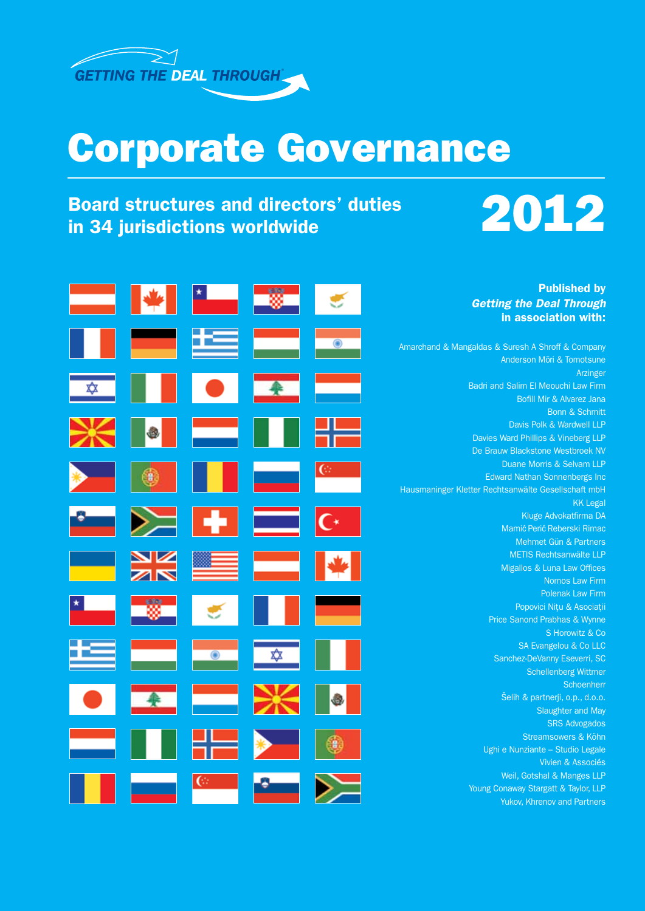GETTING THE DEAL THROUGH

# Corporate Governance

## Board structures and directors' duties in 34 jurisdictions worldwide

## 2012

**Published by *Getting the Deal Through* in association with:**

Amarchand & Mangaldas & Suresh A Shroff & Company
Anderson Mōri & Tomotsune
Arzinger
Badri and Salim El Meouchi Law Firm
Bofill Mir & Alvarez Jana
Bonn & Schmitt
Davis Polk & Wardwell LLP
Davies Ward Phillips & Vineberg LLP
De Brauw Blackstone Westbroek NV
Duane Morris & Selvam LLP
Edward Nathan Sonnenbergs Inc
Hausmaninger Kletter Rechtsanwälte Gesellschaft mbH
KK Legal
Kluge Advokatfirma DA
Mamić Perić Reberski Rimac
Mehmet Gün & Partners
METIS Rechtsanwälte LLP
Migallos & Luna Law Offices
Nomos Law Firm
Polenak Law Firm
Popovici Nițu & Asociații
Price Sanond Prabhas & Wynne
S Horowitz & Co
SA Evangelou & Co LLC
Sanchez-DeVanny Eseverri, SC
Schellenberg Wittmer
Schoenherr
Šelih & partnerji, o.p., d.o.o.
Slaughter and May
SRS Advogados
Streamsowers & Köhn
Ughi e Nunziante – Studio Legale
Vivien & Associés
Weil, Gotshal & Manges LLP
Young Conaway Stargatt & Taylor, LLP
Yukov, Khrenov and Partners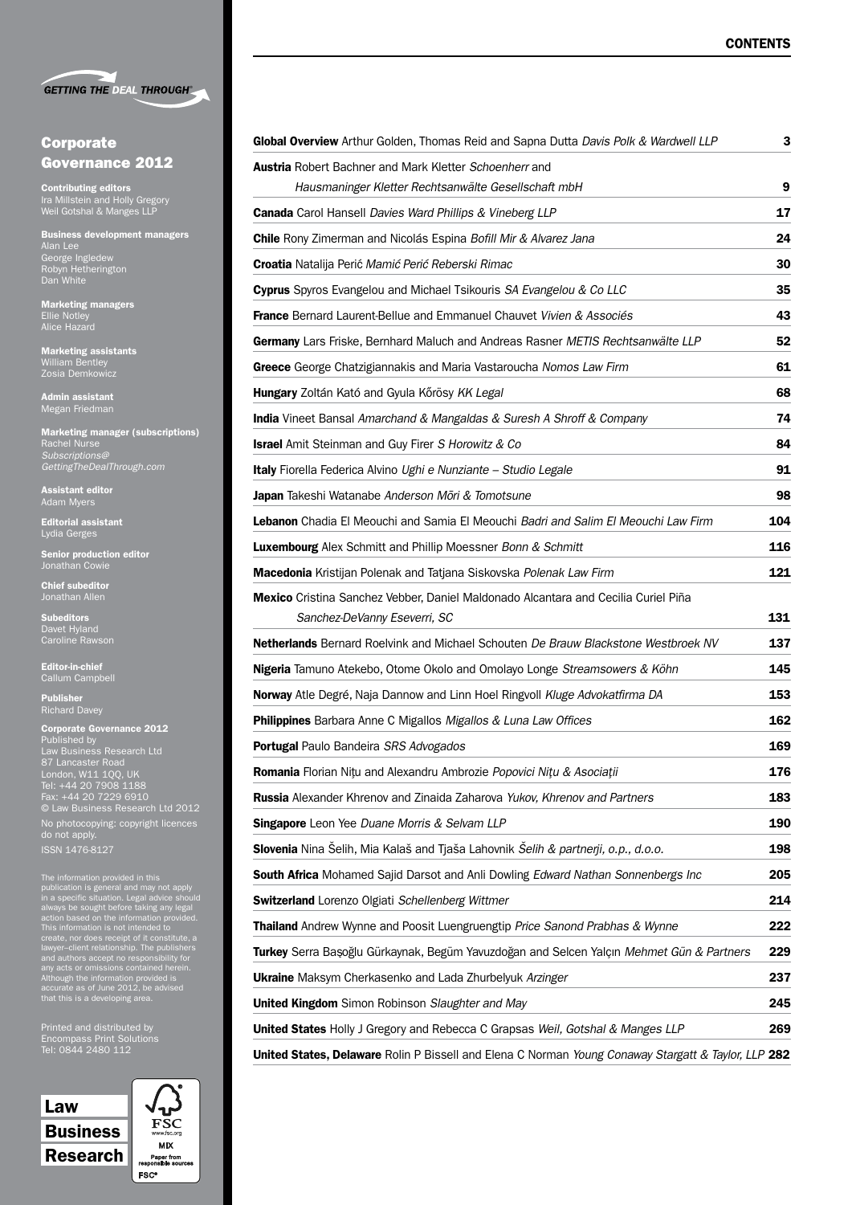# Corporate Governance 2012

**Contributing editors**
Ira Millstein and Holly Gregory
Weil Gotshal & Manges LLP

**Business development managers**
Alan Lee
George Ingledew
Robyn Hetherington
Dan White

**Marketing managers**
Ellie Notley
Alice Hazard

**Marketing assistants**
William Bentley
Zosia Demkowicz

**Admin assistant**
Megan Friedman

**Marketing manager (subscriptions)**
Rachel Nurse
*Subscriptions@GettingTheDealThrough.com*

**Assistant editor**
Adam Myers

**Editorial assistant**
Lydia Gerges

**Senior production editor**
Jonathan Cowie

**Chief subeditor**
Jonathan Allen

**Subeditors**
Davet Hyland
Caroline Rawson

**Editor-in-chief**
Callum Campbell

**Publisher**
Richard Davey

**Corporate Governance 2012**
Published by
Law Business Research Ltd
87 Lancaster Road
London, W11 1QQ, UK
Tel: +44 20 7908 1188
Fax: +44 20 7229 6910
© Law Business Research Ltd 2012
No photocopying: copyright licences do not apply.
ISSN 1476-8127

The information provided in this publication is general and may not apply in a specific situation. Legal advice should always be sought before taking any legal action based on the information provided. This information is not intended to create, nor does receipt of it constitute, a lawyer–client relationship. The publishers and authors accept no responsibility for any acts or omissions contained herein. Although the information provided is accurate as of June 2012, be advised that this is a developing area.

Printed and distributed by
Encompass Print Solutions
Tel: 0844 2480 112

## CONTENTS

| | |
|---|---|
| **Global Overview** Arthur Golden, Thomas Reid and Sapna Dutta *Davis Polk & Wardwell LLP* | 3 |
| **Austria** Robert Bachner and Mark Kletter *Schoenherr* and *Hausmaninger Kletter Rechtsanwälte Gesellschaft mbH* | 9 |
| **Canada** Carol Hansell *Davies Ward Phillips & Vineberg LLP* | 17 |
| **Chile** Rony Zimerman and Nicolás Espina *Bofill Mir & Alvarez Jana* | 24 |
| **Croatia** Natalija Perić *Mamić Perić Reberski Rimac* | 30 |
| **Cyprus** Spyros Evangelou and Michael Tsikouris *SA Evangelou & Co LLC* | 35 |
| **France** Bernard Laurent-Bellue and Emmanuel Chauvet *Vivien & Associés* | 43 |
| **Germany** Lars Friske, Bernhard Maluch and Andreas Rasner *METIS Rechtsanwälte LLP* | 52 |
| **Greece** George Chatzigiannakis and Maria Vastaroucha *Nomos Law Firm* | 61 |
| **Hungary** Zoltán Kató and Gyula Kőrösy *KK Legal* | 68 |
| **India** Vineet Bansal *Amarchand & Mangaldas & Suresh A Shroff & Company* | 74 |
| **Israel** Amit Steinman and Guy Firer *S Horowitz & Co* | 84 |
| **Italy** Fiorella Federica Alvino *Ughi e Nunziante – Studio Legale* | 91 |
| **Japan** Takeshi Watanabe *Anderson Mōri & Tomotsune* | 98 |
| **Lebanon** Chadia El Meouchi and Samia El Meouchi *Badri and Salim El Meouchi Law Firm* | 104 |
| **Luxembourg** Alex Schmitt and Phillip Moessner *Bonn & Schmitt* | 116 |
| **Macedonia** Kristijan Polenak and Tatjana Siskovska *Polenak Law Firm* | 121 |
| **Mexico** Cristina Sanchez Vebber, Daniel Maldonado Alcantara and Cecilia Curiel Piña *Sanchez-DeVanny Eseverri, SC* | 131 |
| **Netherlands** Bernard Roelvink and Michael Schouten *De Brauw Blackstone Westbroek NV* | 137 |
| **Nigeria** Tamuno Atekebo, Otome Okolo and Omolayo Longe *Streamsowers & Köhn* | 145 |
| **Norway** Atle Degré, Naja Dannow and Linn Hoel Ringvoll *Kluge Advokatfirma DA* | 153 |
| **Philippines** Barbara Anne C Migallos *Migallos & Luna Law Offices* | 162 |
| **Portugal** Paulo Bandeira *SRS Advogados* | 169 |
| **Romania** Florian Nițu and Alexandru Ambrozie *Popovici Nițu & Asociații* | 176 |
| **Russia** Alexander Khrenov and Zinaida Zaharova *Yukov, Khrenov and Partners* | 183 |
| **Singapore** Leon Yee *Duane Morris & Selvam LLP* | 190 |
| **Slovenia** Nina Šelih, Mia Kalaš and Tjaša Lahovnik *Šelih & partnerji, o.p., d.o.o.* | 198 |
| **South Africa** Mohamed Sajid Darsot and Anli Dowling *Edward Nathan Sonnenbergs Inc* | 205 |
| **Switzerland** Lorenzo Olgiati *Schellenberg Wittmer* | 214 |
| **Thailand** Andrew Wynne and Poosit Luengruengtip *Price Sanond Prabhas & Wynne* | 222 |
| **Turkey** Serra Başoğlu Gürkaynak, Begüm Yavuzdoğan and Selcen Yalçın *Mehmet Gün & Partners* | 229 |
| **Ukraine** Maksym Cherkasenko and Lada Zhurbelyuk *Arzinger* | 237 |
| **United Kingdom** Simon Robinson *Slaughter and May* | 245 |
| **United States** Holly J Gregory and Rebecca C Grapsas *Weil, Gotshal & Manges LLP* | 269 |
| **United States, Delaware** Rolin P Bissell and Elena C Norman *Young Conaway Stargatt & Taylor, LLP* | 282 |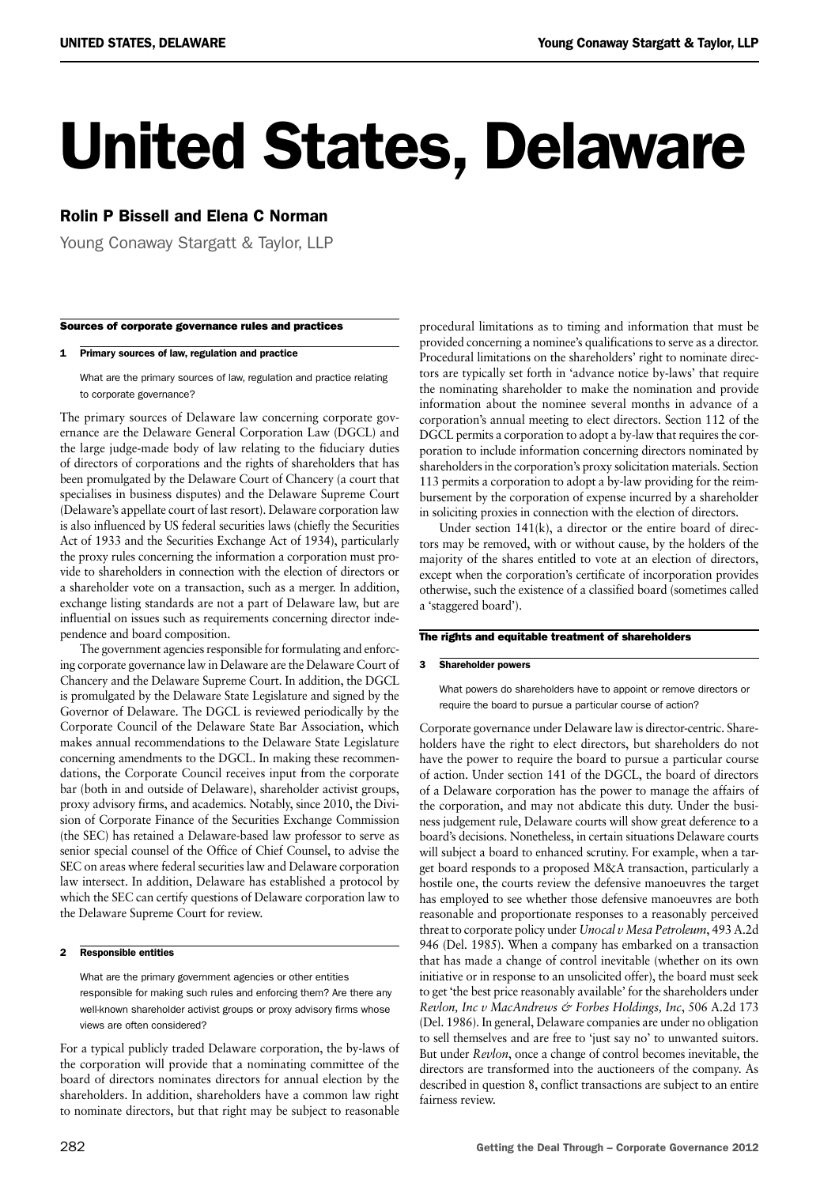# United States, Delaware

## Rolin P Bissell and Elena C Norman

Young Conaway Stargatt & Taylor, LLP

### Sources of corporate governance rules and practices

#### 1 Primary sources of law, regulation and practice

What are the primary sources of law, regulation and practice relating to corporate governance?

The primary sources of Delaware law concerning corporate governance are the Delaware General Corporation Law (DGCL) and the large judge-made body of law relating to the fiduciary duties of directors of corporations and the rights of shareholders that has been promulgated by the Delaware Court of Chancery (a court that specialises in business disputes) and the Delaware Supreme Court (Delaware's appellate court of last resort). Delaware corporation law is also influenced by US federal securities laws (chiefly the Securities Act of 1933 and the Securities Exchange Act of 1934), particularly the proxy rules concerning the information a corporation must provide to shareholders in connection with the election of directors or a shareholder vote on a transaction, such as a merger. In addition, exchange listing standards are not a part of Delaware law, but are influential on issues such as requirements concerning director independence and board composition.

The government agencies responsible for formulating and enforcing corporate governance law in Delaware are the Delaware Court of Chancery and the Delaware Supreme Court. In addition, the DGCL is promulgated by the Delaware State Legislature and signed by the Governor of Delaware. The DGCL is reviewed periodically by the Corporate Council of the Delaware State Bar Association, which makes annual recommendations to the Delaware State Legislature concerning amendments to the DGCL. In making these recommendations, the Corporate Council receives input from the corporate bar (both in and outside of Delaware), shareholder activist groups, proxy advisory firms, and academics. Notably, since 2010, the Division of Corporate Finance of the Securities Exchange Commission (the SEC) has retained a Delaware-based law professor to serve as senior special counsel of the Office of Chief Counsel, to advise the SEC on areas where federal securities law and Delaware corporation law intersect. In addition, Delaware has established a protocol by which the SEC can certify questions of Delaware corporation law to the Delaware Supreme Court for review.

#### 2 Responsible entities

What are the primary government agencies or other entities responsible for making such rules and enforcing them? Are there any well-known shareholder activist groups or proxy advisory firms whose views are often considered?

For a typical publicly traded Delaware corporation, the by-laws of the corporation will provide that a nominating committee of the board of directors nominates directors for annual election by the shareholders. In addition, shareholders have a common law right to nominate directors, but that right may be subject to reasonable procedural limitations as to timing and information that must be provided concerning a nominee's qualifications to serve as a director. Procedural limitations on the shareholders' right to nominate directors are typically set forth in 'advance notice by-laws' that require the nominating shareholder to make the nomination and provide information about the nominee several months in advance of a corporation's annual meeting to elect directors. Section 112 of the DGCL permits a corporation to adopt a by-law that requires the corporation to include information concerning directors nominated by shareholders in the corporation's proxy solicitation materials. Section 113 permits a corporation to adopt a by-law providing for the reimbursement by the corporation of expense incurred by a shareholder in soliciting proxies in connection with the election of directors.

Under section 141(k), a director or the entire board of directors may be removed, with or without cause, by the holders of the majority of the shares entitled to vote at an election of directors, except when the corporation's certificate of incorporation provides otherwise, such the existence of a classified board (sometimes called a 'staggered board').

### The rights and equitable treatment of shareholders

#### 3 Shareholder powers

What powers do shareholders have to appoint or remove directors or require the board to pursue a particular course of action?

Corporate governance under Delaware law is director-centric. Shareholders have the right to elect directors, but shareholders do not have the power to require the board to pursue a particular course of action. Under section 141 of the DGCL, the board of directors of a Delaware corporation has the power to manage the affairs of the corporation, and may not abdicate this duty. Under the business judgement rule, Delaware courts will show great deference to a board's decisions. Nonetheless, in certain situations Delaware courts will subject a board to enhanced scrutiny. For example, when a target board responds to a proposed M&A transaction, particularly a hostile one, the courts review the defensive manoeuvres the target has employed to see whether those defensive manoeuvres are both reasonable and proportionate responses to a reasonably perceived threat to corporate policy under *Unocal v Mesa Petroleum*, 493 A.2d 946 (Del. 1985). When a company has embarked on a transaction that has made a change of control inevitable (whether on its own initiative or in response to an unsolicited offer), the board must seek to get 'the best price reasonably available' for the shareholders under *Revlon, Inc v MacAndrews & Forbes Holdings, Inc*, 506 A.2d 173 (Del. 1986). In general, Delaware companies are under no obligation to sell themselves and are free to 'just say no' to unwanted suitors. But under *Revlon*, once a change of control becomes inevitable, the directors are transformed into the auctioneers of the company. As described in question 8, conflict transactions are subject to an entire fairness review.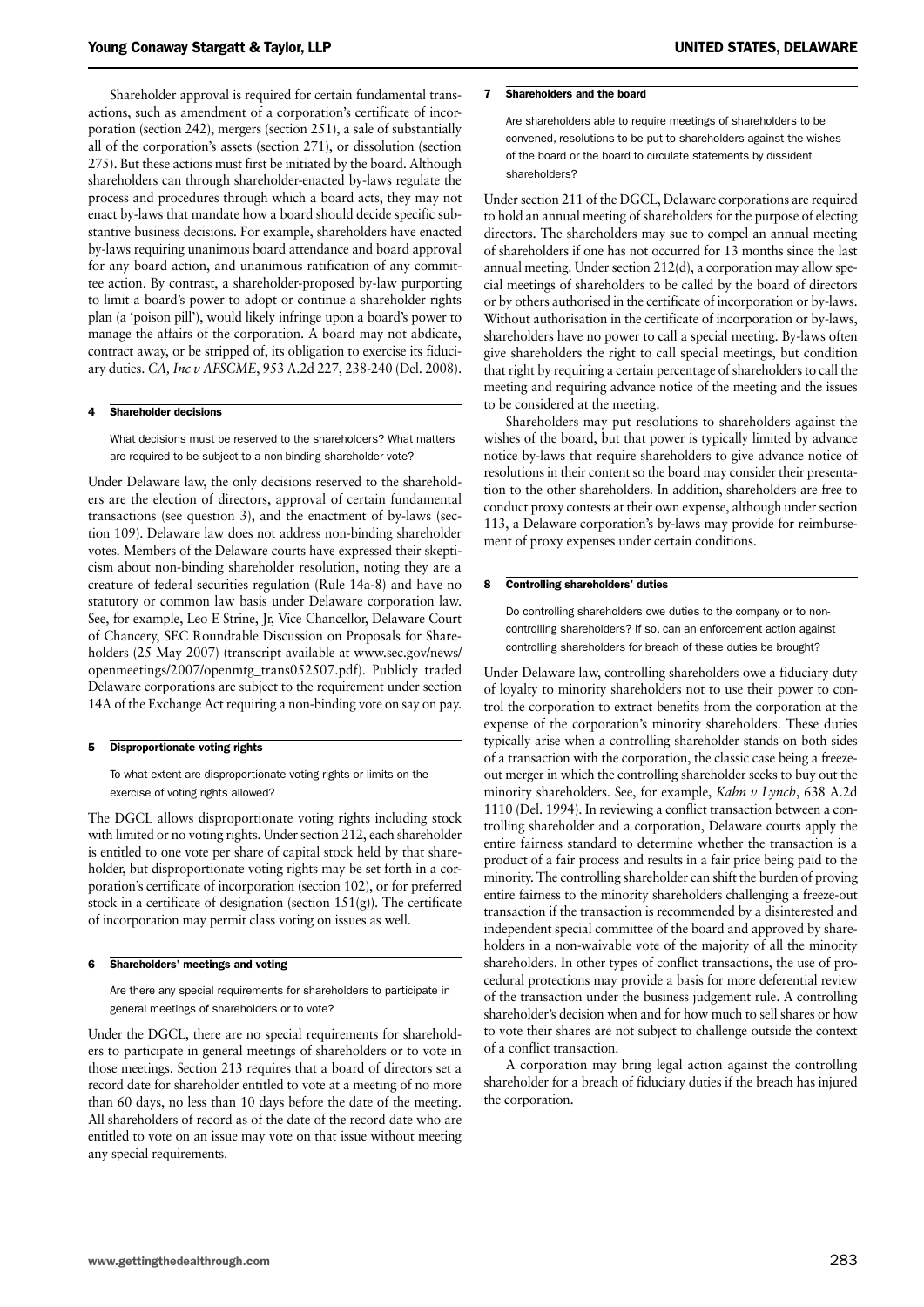Shareholder approval is required for certain fundamental transactions, such as amendment of a corporation's certificate of incorporation (section 242), mergers (section 251), a sale of substantially all of the corporation's assets (section 271), or dissolution (section 275). But these actions must first be initiated by the board. Although shareholders can through shareholder-enacted by-laws regulate the process and procedures through which a board acts, they may not enact by-laws that mandate how a board should decide specific substantive business decisions. For example, shareholders have enacted by-laws requiring unanimous board attendance and board approval for any board action, and unanimous ratification of any committee action. By contrast, a shareholder-proposed by-law purporting to limit a board's power to adopt or continue a shareholder rights plan (a 'poison pill'), would likely infringe upon a board's power to manage the affairs of the corporation. A board may not abdicate, contract away, or be stripped of, its obligation to exercise its fiduciary duties. *CA, Inc v AFSCME*, 953 A.2d 227, 238-240 (Del. 2008).

## 4 Shareholder decisions

What decisions must be reserved to the shareholders? What matters are required to be subject to a non-binding shareholder vote?

Under Delaware law, the only decisions reserved to the shareholders are the election of directors, approval of certain fundamental transactions (see question 3), and the enactment of by-laws (section 109). Delaware law does not address non-binding shareholder votes. Members of the Delaware courts have expressed their skepticism about non-binding shareholder resolution, noting they are a creature of federal securities regulation (Rule 14a-8) and have no statutory or common law basis under Delaware corporation law. See, for example, Leo E Strine, Jr, Vice Chancellor, Delaware Court of Chancery, SEC Roundtable Discussion on Proposals for Shareholders (25 May 2007) (transcript available at www.sec.gov/news/openmeetings/2007/openmtg_trans052507.pdf). Publicly traded Delaware corporations are subject to the requirement under section 14A of the Exchange Act requiring a non-binding vote on say on pay.

## 5 Disproportionate voting rights

To what extent are disproportionate voting rights or limits on the exercise of voting rights allowed?

The DGCL allows disproportionate voting rights including stock with limited or no voting rights. Under section 212, each shareholder is entitled to one vote per share of capital stock held by that shareholder, but disproportionate voting rights may be set forth in a corporation's certificate of incorporation (section 102), or for preferred stock in a certificate of designation (section 151(g)). The certificate of incorporation may permit class voting on issues as well.

## 6 Shareholders' meetings and voting

Are there any special requirements for shareholders to participate in general meetings of shareholders or to vote?

Under the DGCL, there are no special requirements for shareholders to participate in general meetings of shareholders or to vote in those meetings. Section 213 requires that a board of directors set a record date for shareholder entitled to vote at a meeting of no more than 60 days, no less than 10 days before the date of the meeting. All shareholders of record as of the date of the record date who are entitled to vote on an issue may vote on that issue without meeting any special requirements.

## 7 Shareholders and the board

Are shareholders able to require meetings of shareholders to be convened, resolutions to be put to shareholders against the wishes of the board or the board to circulate statements by dissident shareholders?

Under section 211 of the DGCL, Delaware corporations are required to hold an annual meeting of shareholders for the purpose of electing directors. The shareholders may sue to compel an annual meeting of shareholders if one has not occurred for 13 months since the last annual meeting. Under section 212(d), a corporation may allow special meetings of shareholders to be called by the board of directors or by others authorised in the certificate of incorporation or by-laws. Without authorisation in the certificate of incorporation or by-laws, shareholders have no power to call a special meeting. By-laws often give shareholders the right to call special meetings, but condition that right by requiring a certain percentage of shareholders to call the meeting and requiring advance notice of the meeting and the issues to be considered at the meeting.

Shareholders may put resolutions to shareholders against the wishes of the board, but that power is typically limited by advance notice by-laws that require shareholders to give advance notice of resolutions in their content so the board may consider their presentation to the other shareholders. In addition, shareholders are free to conduct proxy contests at their own expense, although under section 113, a Delaware corporation's by-laws may provide for reimbursement of proxy expenses under certain conditions.

## 8 Controlling shareholders' duties

Do controlling shareholders owe duties to the company or to non-controlling shareholders? If so, can an enforcement action against controlling shareholders for breach of these duties be brought?

Under Delaware law, controlling shareholders owe a fiduciary duty of loyalty to minority shareholders not to use their power to control the corporation to extract benefits from the corporation at the expense of the corporation's minority shareholders. These duties typically arise when a controlling shareholder stands on both sides of a transaction with the corporation, the classic case being a freeze-out merger in which the controlling shareholder seeks to buy out the minority shareholders. See, for example, *Kahn v Lynch*, 638 A.2d 1110 (Del. 1994). In reviewing a conflict transaction between a controlling shareholder and a corporation, Delaware courts apply the entire fairness standard to determine whether the transaction is a product of a fair process and results in a fair price being paid to the minority. The controlling shareholder can shift the burden of proving entire fairness to the minority shareholders challenging a freeze-out transaction if the transaction is recommended by a disinterested and independent special committee of the board and approved by shareholders in a non-waivable vote of the majority of all the minority shareholders. In other types of conflict transactions, the use of procedural protections may provide a basis for more deferential review of the transaction under the business judgement rule. A controlling shareholder's decision when and for how much to sell shares or how to vote their shares are not subject to challenge outside the context of a conflict transaction.

A corporation may bring legal action against the controlling shareholder for a breach of fiduciary duties if the breach has injured the corporation.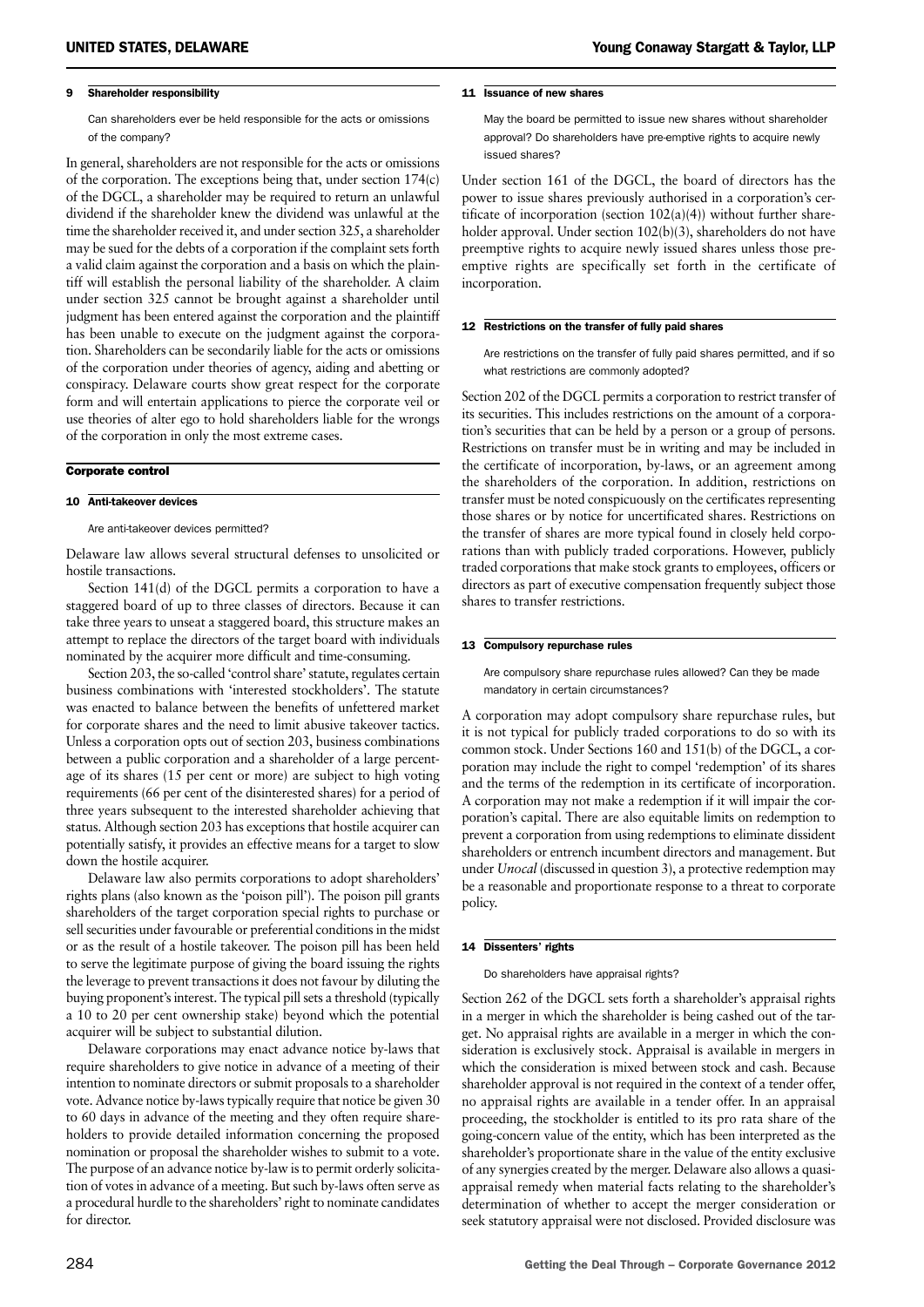### 9 Shareholder responsibility

Can shareholders ever be held responsible for the acts or omissions of the company?

In general, shareholders are not responsible for the acts or omissions of the corporation. The exceptions being that, under section 174(c) of the DGCL, a shareholder may be required to return an unlawful dividend if the shareholder knew the dividend was unlawful at the time the shareholder received it, and under section 325, a shareholder may be sued for the debts of a corporation if the complaint sets forth a valid claim against the corporation and a basis on which the plaintiff will establish the personal liability of the shareholder. A claim under section 325 cannot be brought against a shareholder until judgment has been entered against the corporation and the plaintiff has been unable to execute on the judgment against the corporation. Shareholders can be secondarily liable for the acts or omissions of the corporation under theories of agency, aiding and abetting or conspiracy. Delaware courts show great respect for the corporate form and will entertain applications to pierce the corporate veil or use theories of alter ego to hold shareholders liable for the wrongs of the corporation in only the most extreme cases.

## Corporate control

### 10 Anti-takeover devices

Are anti-takeover devices permitted?

Delaware law allows several structural defenses to unsolicited or hostile transactions.

Section 141(d) of the DGCL permits a corporation to have a staggered board of up to three classes of directors. Because it can take three years to unseat a staggered board, this structure makes an attempt to replace the directors of the target board with individuals nominated by the acquirer more difficult and time-consuming.

Section 203, the so-called 'control share' statute, regulates certain business combinations with 'interested stockholders'. The statute was enacted to balance between the benefits of unfettered market for corporate shares and the need to limit abusive takeover tactics. Unless a corporation opts out of section 203, business combinations between a public corporation and a shareholder of a large percentage of its shares (15 per cent or more) are subject to high voting requirements (66 per cent of the disinterested shares) for a period of three years subsequent to the interested shareholder achieving that status. Although section 203 has exceptions that hostile acquirer can potentially satisfy, it provides an effective means for a target to slow down the hostile acquirer.

Delaware law also permits corporations to adopt shareholders' rights plans (also known as the 'poison pill'). The poison pill grants shareholders of the target corporation special rights to purchase or sell securities under favourable or preferential conditions in the midst or as the result of a hostile takeover. The poison pill has been held to serve the legitimate purpose of giving the board issuing the rights the leverage to prevent transactions it does not favour by diluting the buying proponent's interest. The typical pill sets a threshold (typically a 10 to 20 per cent ownership stake) beyond which the potential acquirer will be subject to substantial dilution.

Delaware corporations may enact advance notice by-laws that require shareholders to give notice in advance of a meeting of their intention to nominate directors or submit proposals to a shareholder vote. Advance notice by-laws typically require that notice be given 30 to 60 days in advance of the meeting and they often require shareholders to provide detailed information concerning the proposed nomination or proposal the shareholder wishes to submit to a vote. The purpose of an advance notice by-law is to permit orderly solicitation of votes in advance of a meeting. But such by-laws often serve as a procedural hurdle to the shareholders' right to nominate candidates for director.

### 11 Issuance of new shares

May the board be permitted to issue new shares without shareholder approval? Do shareholders have pre-emptive rights to acquire newly issued shares?

Under section 161 of the DGCL, the board of directors has the power to issue shares previously authorised in a corporation's certificate of incorporation (section 102(a)(4)) without further shareholder approval. Under section 102(b)(3), shareholders do not have preemptive rights to acquire newly issued shares unless those preemptive rights are specifically set forth in the certificate of incorporation.

### 12 Restrictions on the transfer of fully paid shares

Are restrictions on the transfer of fully paid shares permitted, and if so what restrictions are commonly adopted?

Section 202 of the DGCL permits a corporation to restrict transfer of its securities. This includes restrictions on the amount of a corporation's securities that can be held by a person or a group of persons. Restrictions on transfer must be in writing and may be included in the certificate of incorporation, by-laws, or an agreement among the shareholders of the corporation. In addition, restrictions on transfer must be noted conspicuously on the certificates representing those shares or by notice for uncertificated shares. Restrictions on the transfer of shares are more typical found in closely held corporations than with publicly traded corporations. However, publicly traded corporations that make stock grants to employees, officers or directors as part of executive compensation frequently subject those shares to transfer restrictions.

### 13 Compulsory repurchase rules

Are compulsory share repurchase rules allowed? Can they be made mandatory in certain circumstances?

A corporation may adopt compulsory share repurchase rules, but it is not typical for publicly traded corporations to do so with its common stock. Under Sections 160 and 151(b) of the DGCL, a corporation may include the right to compel 'redemption' of its shares and the terms of the redemption in its certificate of incorporation. A corporation may not make a redemption if it will impair the corporation's capital. There are also equitable limits on redemption to prevent a corporation from using redemptions to eliminate dissident shareholders or entrench incumbent directors and management. But under *Unocal* (discussed in question 3), a protective redemption may be a reasonable and proportionate response to a threat to corporate policy.

### 14 Dissenters' rights

Do shareholders have appraisal rights?

Section 262 of the DGCL sets forth a shareholder's appraisal rights in a merger in which the shareholder is being cashed out of the target. No appraisal rights are available in a merger in which the consideration is exclusively stock. Appraisal is available in mergers in which the consideration is mixed between stock and cash. Because shareholder approval is not required in the context of a tender offer, no appraisal rights are available in a tender offer. In an appraisal proceeding, the stockholder is entitled to its pro rata share of the going-concern value of the entity, which has been interpreted as the shareholder's proportionate share in the value of the entity exclusive of any synergies created by the merger. Delaware also allows a quasi-appraisal remedy when material facts relating to the shareholder's determination of whether to accept the merger consideration or seek statutory appraisal were not disclosed. Provided disclosure was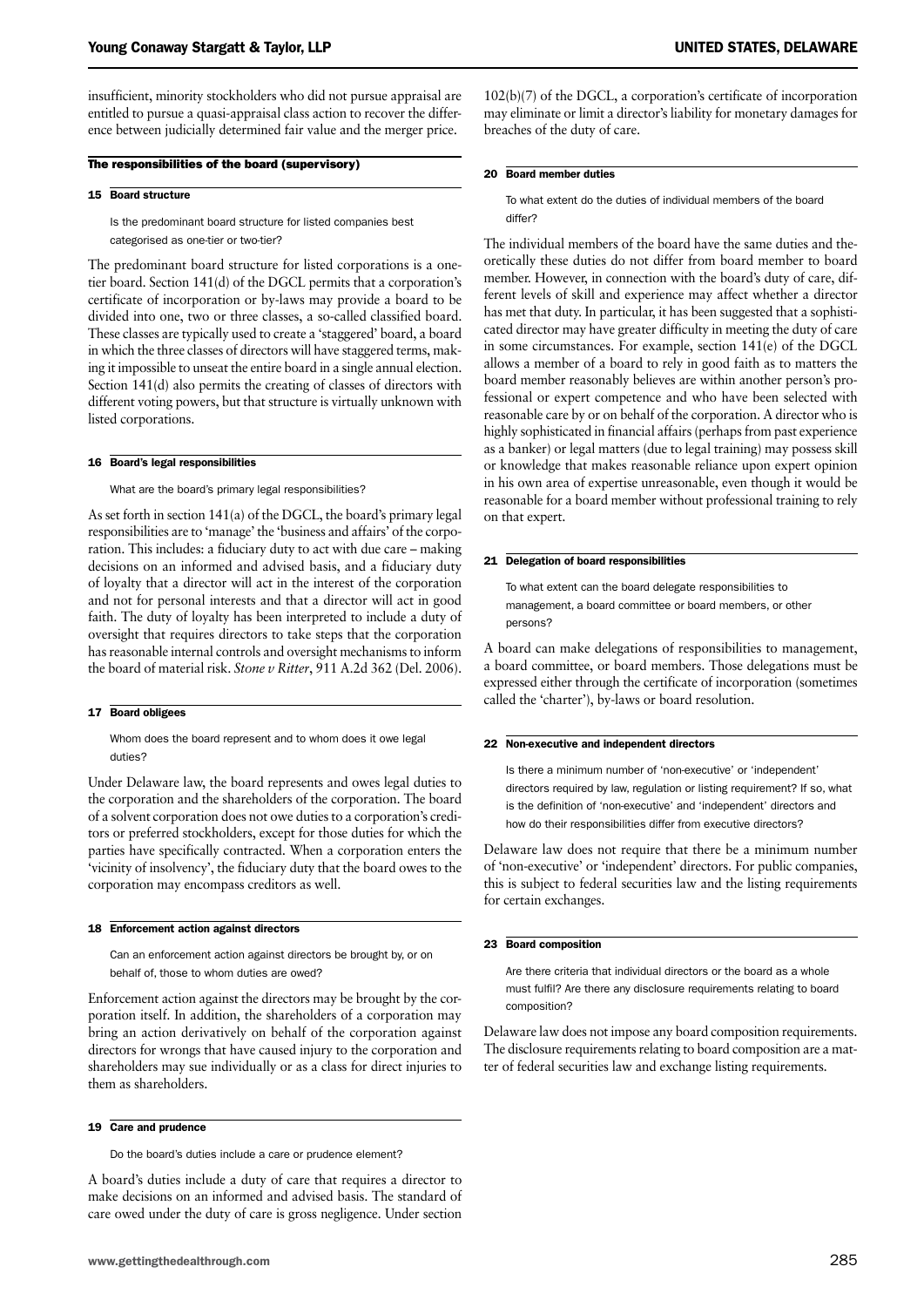insufficient, minority stockholders who did not pursue appraisal are entitled to pursue a quasi-appraisal class action to recover the difference between judicially determined fair value and the merger price.

## The responsibilities of the board (supervisory)

### 15 Board structure

Is the predominant board structure for listed companies best categorised as one-tier or two-tier?

The predominant board structure for listed corporations is a one-tier board. Section 141(d) of the DGCL permits that a corporation's certificate of incorporation or by-laws may provide a board to be divided into one, two or three classes, a so-called classified board. These classes are typically used to create a 'staggered' board, a board in which the three classes of directors will have staggered terms, making it impossible to unseat the entire board in a single annual election. Section 141(d) also permits the creating of classes of directors with different voting powers, but that structure is virtually unknown with listed corporations.

### 16 Board's legal responsibilities

What are the board's primary legal responsibilities?

As set forth in section 141(a) of the DGCL, the board's primary legal responsibilities are to 'manage' the 'business and affairs' of the corporation. This includes: a fiduciary duty to act with due care – making decisions on an informed and advised basis, and a fiduciary duty of loyalty that a director will act in the interest of the corporation and not for personal interests and that a director will act in good faith. The duty of loyalty has been interpreted to include a duty of oversight that requires directors to take steps that the corporation has reasonable internal controls and oversight mechanisms to inform the board of material risk. *Stone v Ritter*, 911 A.2d 362 (Del. 2006).

### 17 Board obligees

Whom does the board represent and to whom does it owe legal duties?

Under Delaware law, the board represents and owes legal duties to the corporation and the shareholders of the corporation. The board of a solvent corporation does not owe duties to a corporation's creditors or preferred stockholders, except for those duties for which the parties have specifically contracted. When a corporation enters the 'vicinity of insolvency', the fiduciary duty that the board owes to the corporation may encompass creditors as well.

### 18 Enforcement action against directors

Can an enforcement action against directors be brought by, or on behalf of, those to whom duties are owed?

Enforcement action against the directors may be brought by the corporation itself. In addition, the shareholders of a corporation may bring an action derivatively on behalf of the corporation against directors for wrongs that have caused injury to the corporation and shareholders may sue individually or as a class for direct injuries to them as shareholders.

### 19 Care and prudence

Do the board's duties include a care or prudence element?

A board's duties include a duty of care that requires a director to make decisions on an informed and advised basis. The standard of care owed under the duty of care is gross negligence. Under section 102(b)(7) of the DGCL, a corporation's certificate of incorporation may eliminate or limit a director's liability for monetary damages for breaches of the duty of care.

### 20 Board member duties

To what extent do the duties of individual members of the board differ?

The individual members of the board have the same duties and theoretically these duties do not differ from board member to board member. However, in connection with the board's duty of care, different levels of skill and experience may affect whether a director has met that duty. In particular, it has been suggested that a sophisticated director may have greater difficulty in meeting the duty of care in some circumstances. For example, section 141(e) of the DGCL allows a member of a board to rely in good faith as to matters the board member reasonably believes are within another person's professional or expert competence and who have been selected with reasonable care by or on behalf of the corporation. A director who is highly sophisticated in financial affairs (perhaps from past experience as a banker) or legal matters (due to legal training) may possess skill or knowledge that makes reasonable reliance upon expert opinion in his own area of expertise unreasonable, even though it would be reasonable for a board member without professional training to rely on that expert.

### 21 Delegation of board responsibilities

To what extent can the board delegate responsibilities to management, a board committee or board members, or other persons?

A board can make delegations of responsibilities to management, a board committee, or board members. Those delegations must be expressed either through the certificate of incorporation (sometimes called the 'charter'), by-laws or board resolution.

### 22 Non-executive and independent directors

Is there a minimum number of 'non-executive' or 'independent' directors required by law, regulation or listing requirement? If so, what is the definition of 'non-executive' and 'independent' directors and how do their responsibilities differ from executive directors?

Delaware law does not require that there be a minimum number of 'non-executive' or 'independent' directors. For public companies, this is subject to federal securities law and the listing requirements for certain exchanges.

### 23 Board composition

Are there criteria that individual directors or the board as a whole must fulfil? Are there any disclosure requirements relating to board composition?

Delaware law does not impose any board composition requirements. The disclosure requirements relating to board composition are a matter of federal securities law and exchange listing requirements.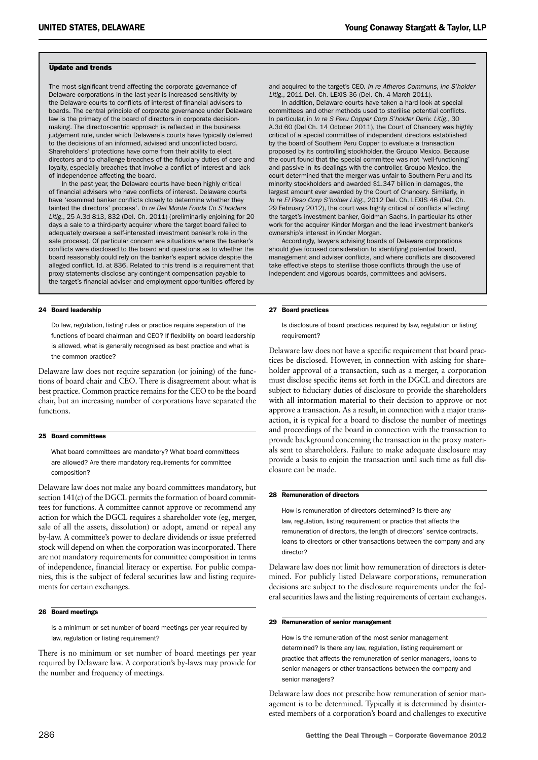### Update and trends

The most significant trend affecting the corporate governance of Delaware corporations in the last year is increased sensitivity by the Delaware courts to conflicts of interest of financial advisers to boards. The central principle of corporate governance under Delaware law is the primacy of the board of directors in corporate decision-making. The director-centric approach is reflected in the business judgement rule, under which Delaware's courts have typically deferred to the decisions of an informed, advised and unconflicted board. Shareholders' protections have come from their ability to elect directors and to challenge breaches of the fiduciary duties of care and loyalty, especially breaches that involve a conflict of interest and lack of independence affecting the board.

In the past year, the Delaware courts have been highly critical of financial advisers who have conflicts of interest. Delaware courts have 'examined banker conflicts closely to determine whether they tainted the directors' process'. *In re Del Monte Foods Co S'holders Litig.*, 25 A.3d 813, 832 (Del. Ch. 2011) (preliminarily enjoining for 20 days a sale to a third-party acquirer where the target board failed to adequately oversee a self-interested investment banker's role in the sale process). Of particular concern are situations where the banker's conflicts were disclosed to the board and questions as to whether the board reasonably could rely on the banker's expert advice despite the alleged conflict. Id. at 836. Related to this trend is a requirement that proxy statements disclose any contingent compensation payable to the target's financial adviser and employment opportunities offered by and acquired to the target's CEO. *In re Atheros Communs, Inc S'holder Litig.*, 2011 Del. Ch. LEXIS 36 (Del. Ch. 4 March 2011).

In addition, Delaware courts have taken a hard look at special committees and other methods used to sterilise potential conflicts. In particular, in *In re S Peru Copper Corp S'holder Deriv. Litig.*, 30 A.3d 60 (Del Ch. 14 October 2011), the Court of Chancery was highly critical of a special committee of independent directors established by the board of Southern Peru Copper to evaluate a transaction proposed by its controlling stockholder, the Groupo Mexico. Because the court found that the special committee was not 'well-functioning' and passive in its dealings with the controller, Groupo Mexico, the court determined that the merger was unfair to Southern Peru and its minority stockholders and awarded $1.347 billion in damages, the largest amount ever awarded by the Court of Chancery. Similarly, in *In re El Paso Corp S'holder Litig.*, 2012 Del. Ch. LEXIS 46 (Del. Ch. 29 February 2012), the court was highly critical of conflicts affecting the target's investment banker, Goldman Sachs, in particular its other work for the acquirer Kinder Morgan and the lead investment banker's ownership's interest in Kinder Morgan.

Accordingly, lawyers advising boards of Delaware corporations should give focused consideration to identifying potential board, management and adviser conflicts, and where conflicts are discovered take effective steps to sterilise those conflicts through the use of independent and vigorous boards, committees and advisers.

## 24 Board leadership

Do law, regulation, listing rules or practice require separation of the functions of board chairman and CEO? If flexibility on board leadership is allowed, what is generally recognised as best practice and what is the common practice?

Delaware law does not require separation (or joining) of the functions of board chair and CEO. There is disagreement about what is best practice. Common practice remains for the CEO to be the board chair, but an increasing number of corporations have separated the functions.

## 25 Board committees

What board committees are mandatory? What board committees are allowed? Are there mandatory requirements for committee composition?

Delaware law does not make any board committees mandatory, but section 141(c) of the DGCL permits the formation of board committees for functions. A committee cannot approve or recommend any action for which the DGCL requires a shareholder vote (eg, merger, sale of all the assets, dissolution) or adopt, amend or repeal any by-law. A committee's power to declare dividends or issue preferred stock will depend on when the corporation was incorporated. There are not mandatory requirements for committee composition in terms of independence, financial literacy or expertise. For public companies, this is the subject of federal securities law and listing requirements for certain exchanges.

## 26 Board meetings

Is a minimum or set number of board meetings per year required by law, regulation or listing requirement?

There is no minimum or set number of board meetings per year required by Delaware law. A corporation's by-laws may provide for the number and frequency of meetings.

## 27 Board practices

Is disclosure of board practices required by law, regulation or listing requirement?

Delaware law does not have a specific requirement that board practices be disclosed. However, in connection with asking for shareholder approval of a transaction, such as a merger, a corporation must disclose specific items set forth in the DGCL and directors are subject to fiduciary duties of disclosure to provide the shareholders with all information material to their decision to approve or not approve a transaction. As a result, in connection with a major transaction, it is typical for a board to disclose the number of meetings and proceedings of the board in connection with the transaction to provide background concerning the transaction in the proxy materials sent to shareholders. Failure to make adequate disclosure may provide a basis to enjoin the transaction until such time as full disclosure can be made.

## 28 Remuneration of directors

How is remuneration of directors determined? Is there any law, regulation, listing requirement or practice that affects the remuneration of directors, the length of directors' service contracts, loans to directors or other transactions between the company and any director?

Delaware law does not limit how remuneration of directors is determined. For publicly listed Delaware corporations, remuneration decisions are subject to the disclosure requirements under the federal securities laws and the listing requirements of certain exchanges.

## 29 Remuneration of senior management

How is the remuneration of the most senior management determined? Is there any law, regulation, listing requirement or practice that affects the remuneration of senior managers, loans to senior managers or other transactions between the company and senior managers?

Delaware law does not prescribe how remuneration of senior management is to be determined. Typically it is determined by disinterested members of a corporation's board and challenges to executive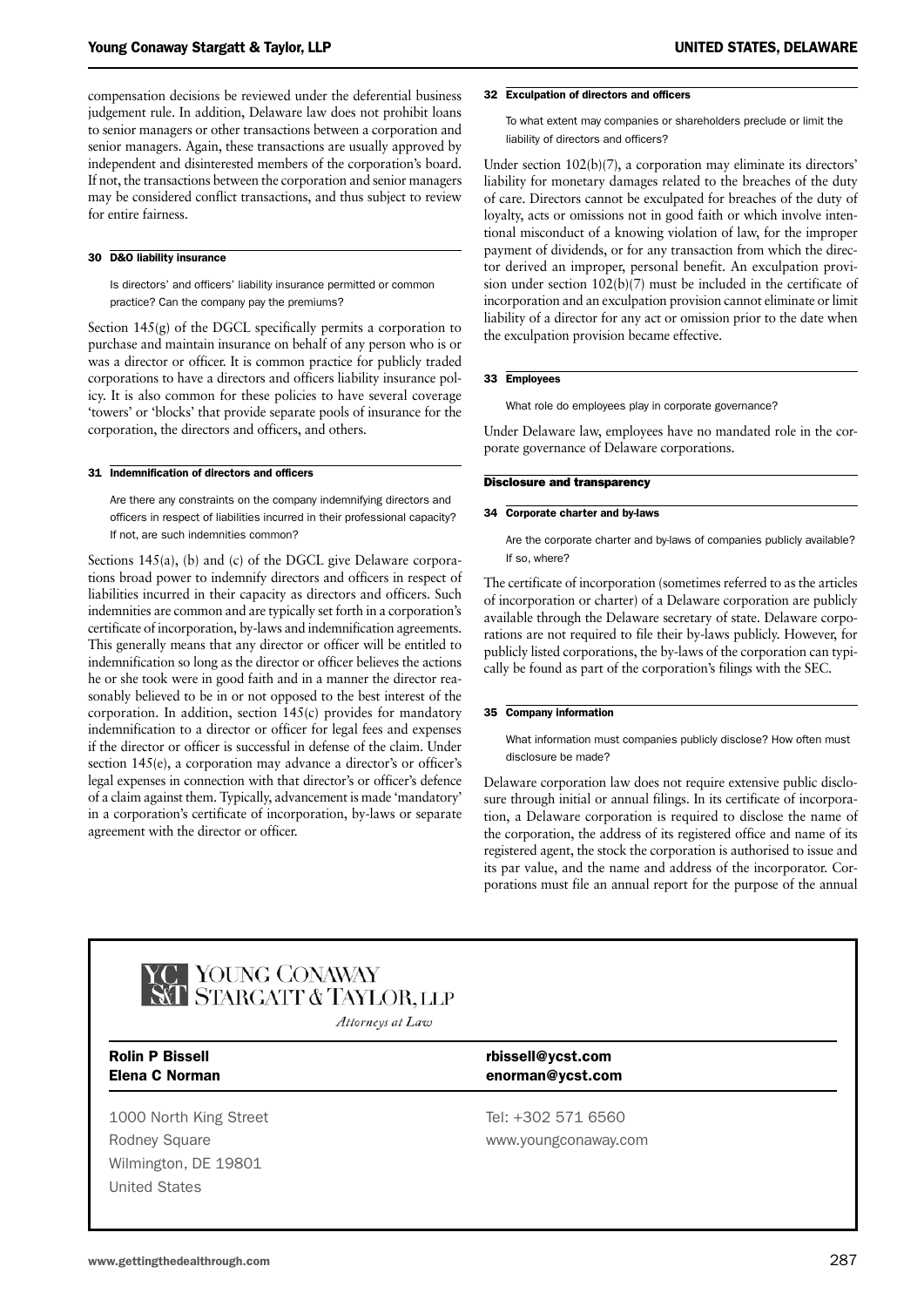compensation decisions be reviewed under the deferential business judgement rule. In addition, Delaware law does not prohibit loans to senior managers or other transactions between a corporation and senior managers. Again, these transactions are usually approved by independent and disinterested members of the corporation's board. If not, the transactions between the corporation and senior managers may be considered conflict transactions, and thus subject to review for entire fairness.

### 30 D&O liability insurance

Is directors' and officers' liability insurance permitted or common practice? Can the company pay the premiums?

Section 145(g) of the DGCL specifically permits a corporation to purchase and maintain insurance on behalf of any person who is or was a director or officer. It is common practice for publicly traded corporations to have a directors and officers liability insurance policy. It is also common for these policies to have several coverage 'towers' or 'blocks' that provide separate pools of insurance for the corporation, the directors and officers, and others.

### 31 Indemnification of directors and officers

Are there any constraints on the company indemnifying directors and officers in respect of liabilities incurred in their professional capacity? If not, are such indemnities common?

Sections 145(a), (b) and (c) of the DGCL give Delaware corporations broad power to indemnify directors and officers in respect of liabilities incurred in their capacity as directors and officers. Such indemnities are common and are typically set forth in a corporation's certificate of incorporation, by-laws and indemnification agreements. This generally means that any director or officer will be entitled to indemnification so long as the director or officer believes the actions he or she took were in good faith and in a manner the director reasonably believed to be in or not opposed to the best interest of the corporation. In addition, section 145(c) provides for mandatory indemnification to a director or officer for legal fees and expenses if the director or officer is successful in defense of the claim. Under section 145(e), a corporation may advance a director's or officer's legal expenses in connection with that director's or officer's defence of a claim against them. Typically, advancement is made 'mandatory' in a corporation's certificate of incorporation, by-laws or separate agreement with the director or officer.

### 32 Exculpation of directors and officers

To what extent may companies or shareholders preclude or limit the liability of directors and officers?

Under section 102(b)(7), a corporation may eliminate its directors' liability for monetary damages related to the breaches of the duty of care. Directors cannot be exculpated for breaches of the duty of loyalty, acts or omissions not in good faith or which involve intentional misconduct of a knowing violation of law, for the improper payment of dividends, or for any transaction from which the director derived an improper, personal benefit. An exculpation provision under section 102(b)(7) must be included in the certificate of incorporation and an exculpation provision cannot eliminate or limit liability of a director for any act or omission prior to the date when the exculpation provision became effective.

### 33 Employees

What role do employees play in corporate governance?

Under Delaware law, employees have no mandated role in the corporate governance of Delaware corporations.

## Disclosure and transparency

### 34 Corporate charter and by-laws

Are the corporate charter and by-laws of companies publicly available? If so, where?

The certificate of incorporation (sometimes referred to as the articles of incorporation or charter) of a Delaware corporation are publicly available through the Delaware secretary of state. Delaware corporations are not required to file their by-laws publicly. However, for publicly listed corporations, the by-laws of the corporation can typically be found as part of the corporation's filings with the SEC.

### 35 Company information

What information must companies publicly disclose? How often must disclosure be made?

Delaware corporation law does not require extensive public disclosure through initial or annual filings. In its certificate of incorporation, a Delaware corporation is required to disclose the name of the corporation, the address of its registered office and name of its registered agent, the stock the corporation is authorised to issue and its par value, and the name and address of the incorporator. Corporations must file an annual report for the purpose of the annual

---

**YOUNG CONAWAY STARGATT & TAYLOR, LLP**
*Attorneys at Law*

| | |
|---|---|
| **Rolin P Bissell** | **rbissell@ycst.com** |
| **Elena C Norman** | **enorman@ycst.com** |

1000 North King Street
Rodney Square
Wilmington, DE 19801
United States

Tel: +302 571 6560
www.youngconaway.com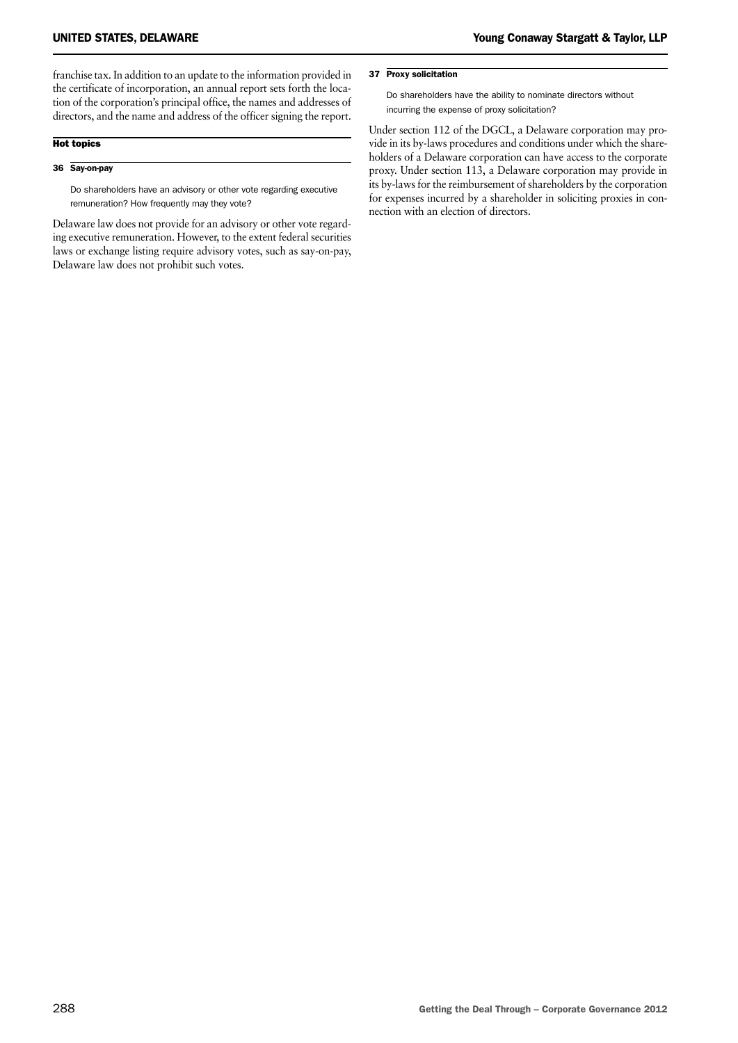franchise tax. In addition to an update to the information provided in the certificate of incorporation, an annual report sets forth the location of the corporation's principal office, the names and addresses of directors, and the name and address of the officer signing the report.

## Hot topics

### 36 Say-on-pay

Do shareholders have an advisory or other vote regarding executive remuneration? How frequently may they vote?

Delaware law does not provide for an advisory or other vote regarding executive remuneration. However, to the extent federal securities laws or exchange listing require advisory votes, such as say-on-pay, Delaware law does not prohibit such votes.

### 37 Proxy solicitation

Do shareholders have the ability to nominate directors without incurring the expense of proxy solicitation?

Under section 112 of the DGCL, a Delaware corporation may provide in its by-laws procedures and conditions under which the shareholders of a Delaware corporation can have access to the corporate proxy. Under section 113, a Delaware corporation may provide in its by-laws for the reimbursement of shareholders by the corporation for expenses incurred by a shareholder in soliciting proxies in connection with an election of directors.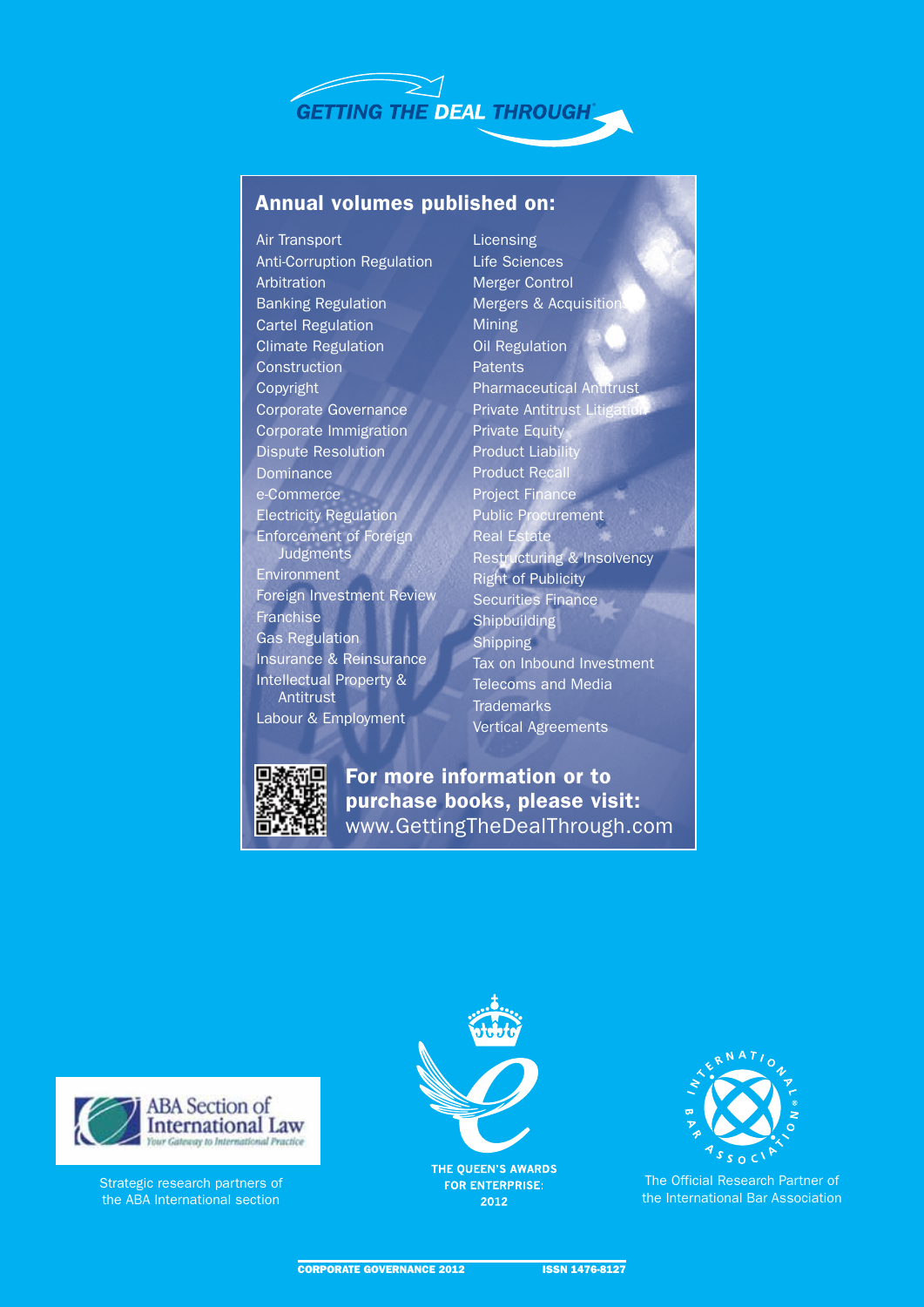GETTING THE DEAL THROUGH

## Annual volumes published on:

- Air Transport
- Anti-Corruption Regulation
- Arbitration
- Banking Regulation
- Cartel Regulation
- Climate Regulation
- Construction
- Copyright
- Corporate Governance
- Corporate Immigration
- Dispute Resolution
- Dominance
- e-Commerce
- Electricity Regulation
- Enforcement of Foreign Judgments
- Environment
- Foreign Investment Review
- Franchise
- Gas Regulation
- Insurance & Reinsurance
- Intellectual Property & Antitrust
- Labour & Employment
- Licensing
- Life Sciences
- Merger Control
- Mergers & Acquisitions
- Mining
- Oil Regulation
- Patents
- Pharmaceutical Antitrust
- Private Antitrust Litigation
- Private Equity
- Product Liability
- Product Recall
- Project Finance
- Public Procurement
- Real Estate
- Restructuring & Insolvency
- Right of Publicity
- Securities Finance
- Shipbuilding
- Shipping
- Tax on Inbound Investment
- Telecoms and Media
- Trademarks
- Vertical Agreements

**For more information or to purchase books, please visit:**
www.GettingTheDealThrough.com

ABA Section of International Law — Your Gateway to International Practice

Strategic research partners of the ABA International section

THE QUEEN'S AWARDS FOR ENTERPRISE: 2012

International Bar Association

The Official Research Partner of the International Bar Association

CORPORATE GOVERNANCE 2012 ISSN 1476-8127